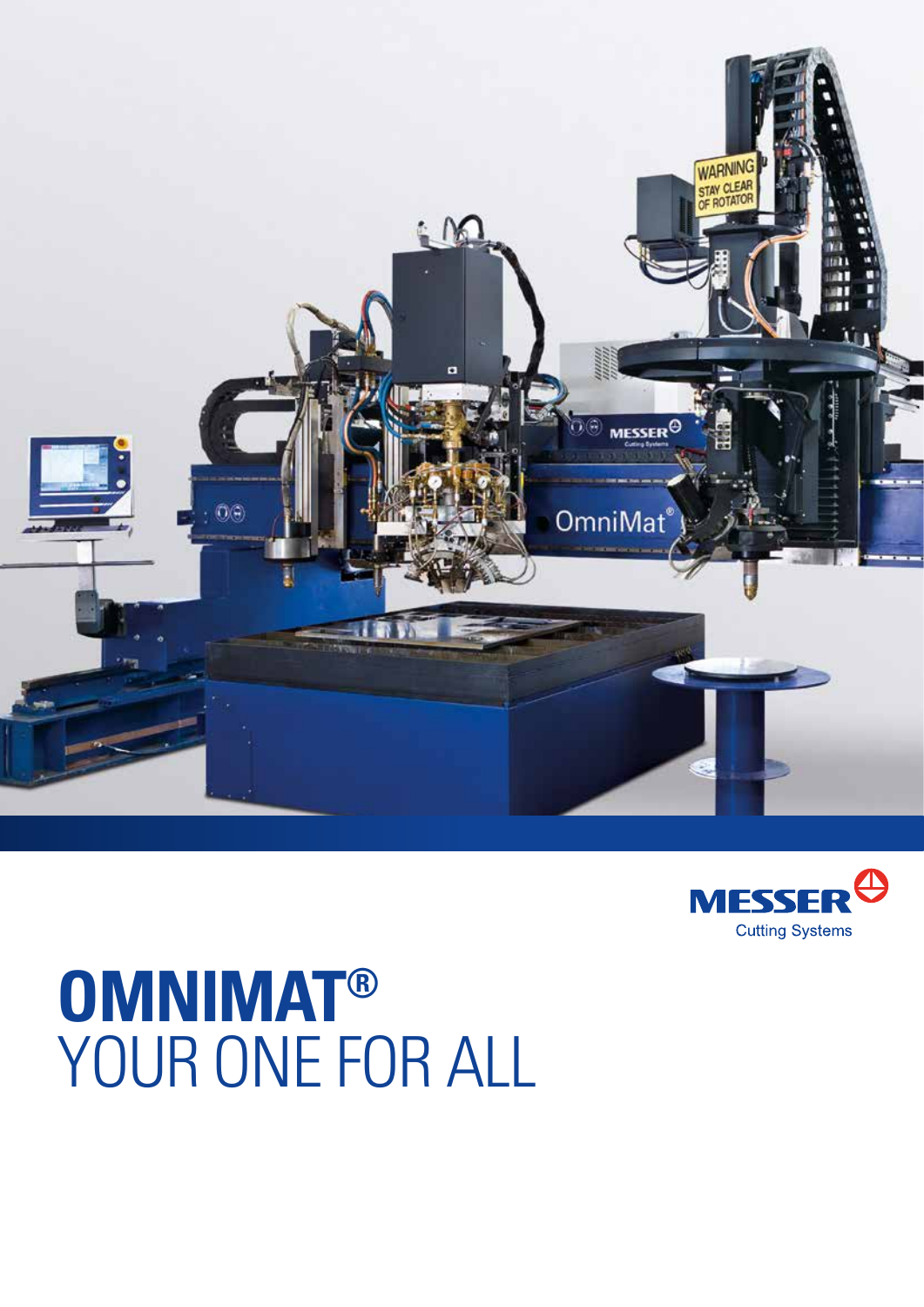MESSER
Cutting Systems

# OMNIMAT®
YOUR ONE FOR ALL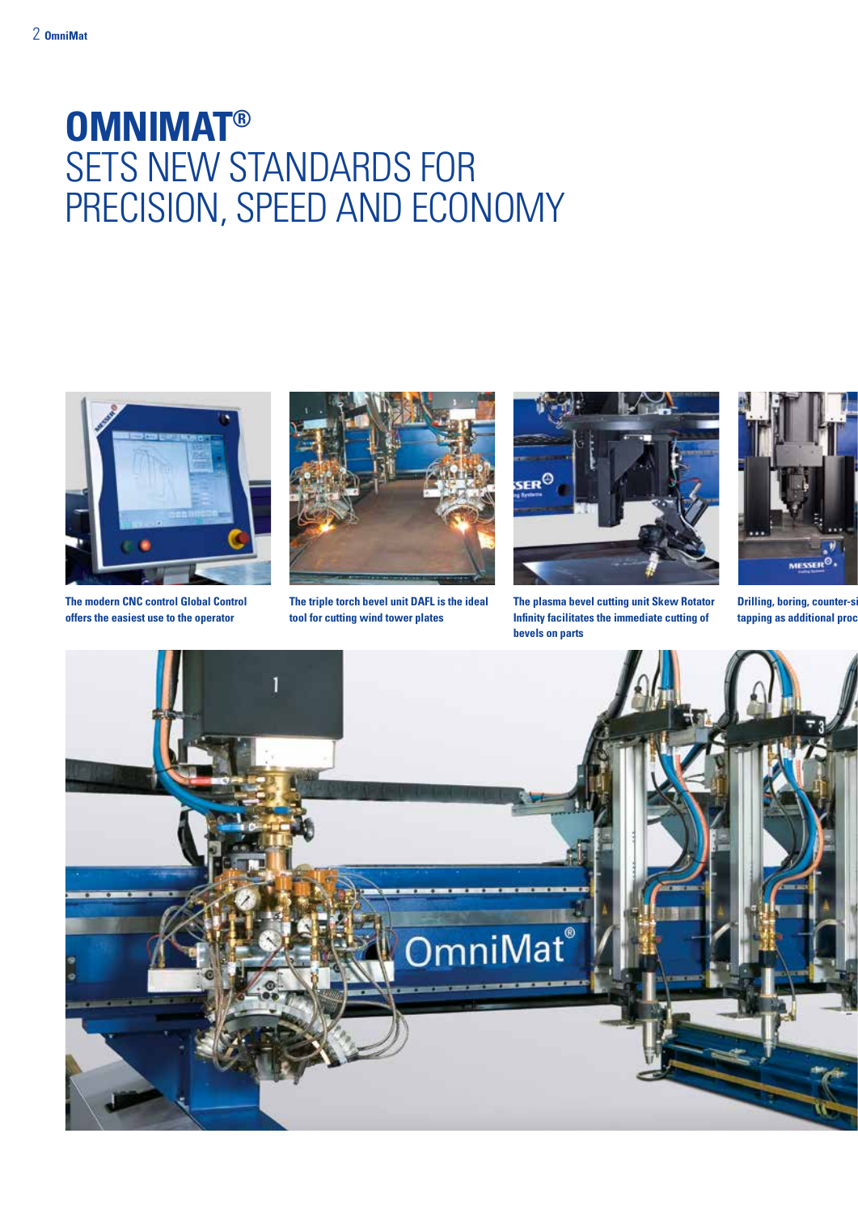# OMNIMAT®
## SETS NEW STANDARDS FOR PRECISION, SPEED AND ECONOMY

**The modern CNC control Global Control offers the easiest use to the operator**

**The triple torch bevel unit DAFL is the ideal tool for cutting wind tower plates**

**The plasma bevel cutting unit Skew Rotator Infinity facilitates the immediate cutting of bevels on parts**

**Drilling, boring, counter-si tapping as additional proc**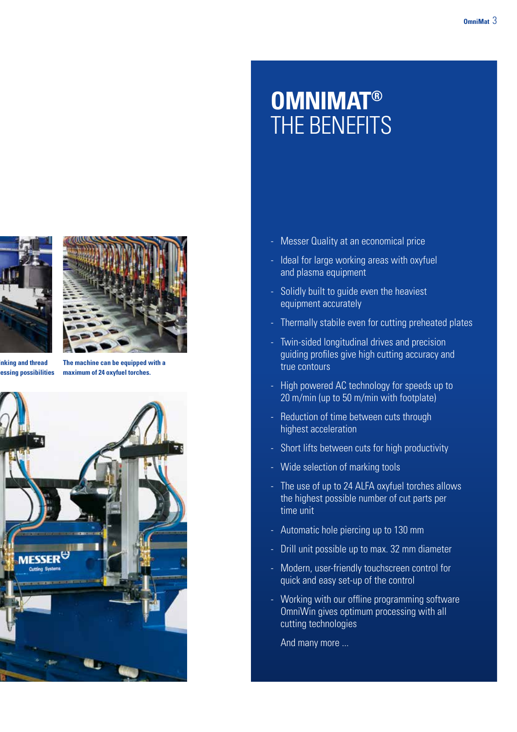inking and thread
essing possibilities

The machine can be equipped with a maximum of 24 oxyfuel torches.

# OMNIMAT®
## THE BENEFITS

- Messer Quality at an economical price
- Ideal for large working areas with oxyfuel and plasma equipment
- Solidly built to guide even the heaviest equipment accurately
- Thermally stabile even for cutting preheated plates
- Twin-sided longitudinal drives and precision guiding profiles give high cutting accuracy and true contours
- High powered AC technology for speeds up to 20 m/min (up to 50 m/min with footplate)
- Reduction of time between cuts through highest acceleration
- Short lifts between cuts for high productivity
- Wide selection of marking tools
- The use of up to 24 ALFA oxyfuel torches allows the highest possible number of cut parts per time unit
- Automatic hole piercing up to 130 mm
- Drill unit possible up to max. 32 mm diameter
- Modern, user-friendly touchscreen control for quick and easy set-up of the control
- Working with our offline programming software OmniWin gives optimum processing with all cutting technologies

And many more ...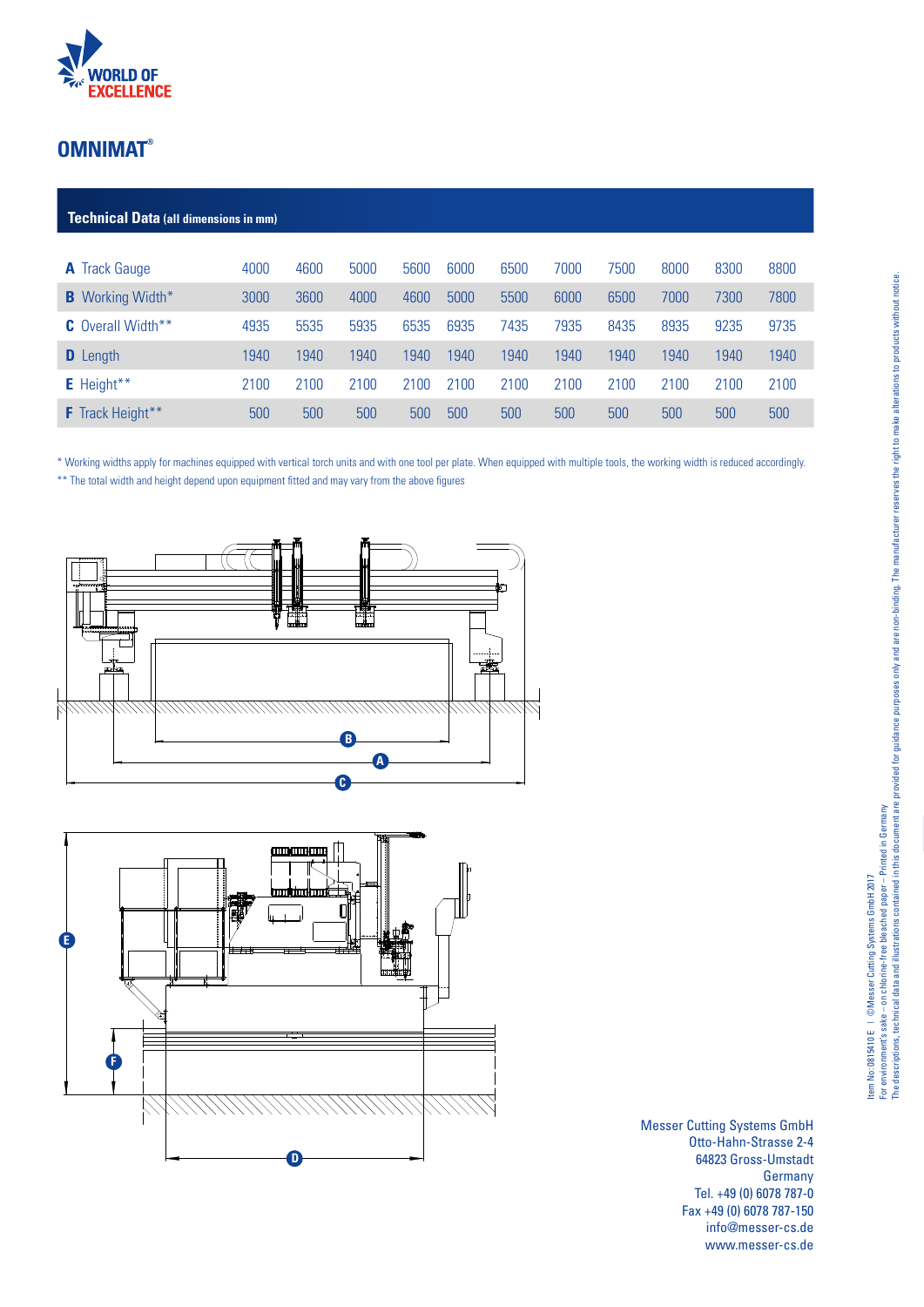# OMNIMAT®

## Technical Data (all dimensions in mm)

| | | | | | | | | | | | |
|---|---|---|---|---|---|---|---|---|---|---|---|
| **A** Track Gauge | 4000 | 4600 | 5000 | 5600 | 6000 | 6500 | 7000 | 7500 | 8000 | 8300 | 8800 |
| **B** Working Width* | 3000 | 3600 | 4000 | 4600 | 5000 | 5500 | 6000 | 6500 | 7000 | 7300 | 7800 |
| **C** Overall Width** | 4935 | 5535 | 5935 | 6535 | 6935 | 7435 | 7935 | 8435 | 8935 | 9235 | 9735 |
| **D** Length | 1940 | 1940 | 1940 | 1940 | 1940 | 1940 | 1940 | 1940 | 1940 | 1940 | 1940 |
| **E** Height** | 2100 | 2100 | 2100 | 2100 | 2100 | 2100 | 2100 | 2100 | 2100 | 2100 | 2100 |
| **F** Track Height** | 500 | 500 | 500 | 500 | 500 | 500 | 500 | 500 | 500 | 500 | 500 |

* Working widths apply for machines equipped with vertical torch units and with one tool per plate. When equipped with multiple tools, the working width is reduced accordingly.
** The total width and height depend upon equipment fitted and may vary from the above figures

B
A
C

E
F
D

Item No: 081541O E | ©Messer Cutting Systems GmbH 2017
For environment's sake – on chlorine-free bleached paper – Printed in Germany
The descriptions, technical data and illustrations contained in this document are provided for guidance purposes only and are non-binding. The manufacturer reserves the right to make alterations to products without notice.

Messer Cutting Systems GmbH
Otto-Hahn-Strasse 2-4
64823 Gross-Umstadt
Germany
Tel. +49 (0) 6078 787-0
Fax +49 (0) 6078 787-150
info@messer-cs.de
www.messer-cs.de